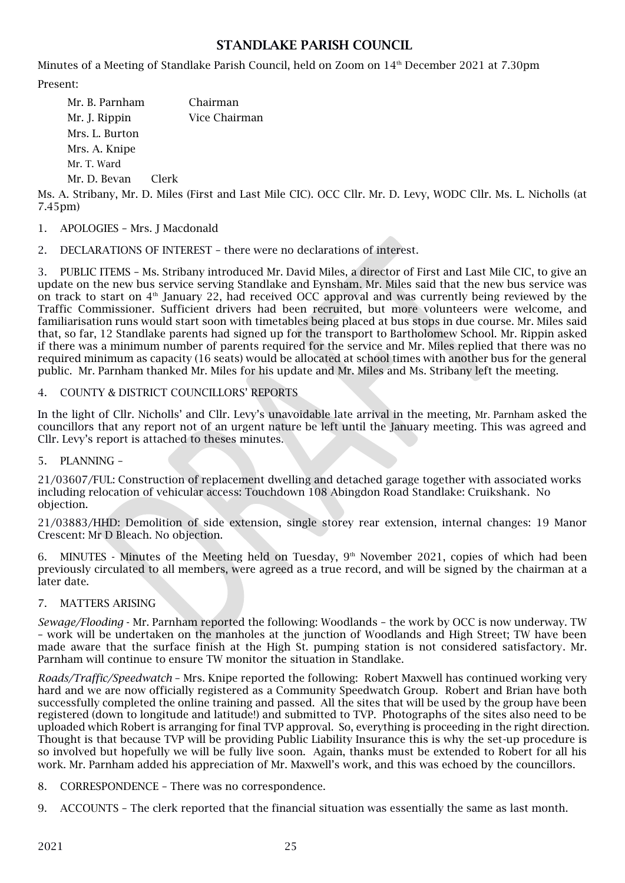# STANDLAKE PARISH COUNCIL

Minutes of a Meeting of Standlake Parish Council, held on Zoom on 14th December 2021 at 7.30pm

Present:

| | |
|---|---|
| Mr. B. Parnham | Chairman |
| Mr. J. Rippin | Vice Chairman |
| Mrs. L. Burton | |
| Mrs. A. Knipe | |
| Mr. T. Ward | |
| Mr. D. Bevan | Clerk |

Ms. A. Stribany, Mr. D. Miles (First and Last Mile CIC). OCC Cllr. Mr. D. Levy, WODC Cllr. Ms. L. Nicholls (at 7.45pm)

1. APOLOGIES – Mrs. J Macdonald

2. DECLARATIONS OF INTEREST – there were no declarations of interest.

3. PUBLIC ITEMS – Ms. Stribany introduced Mr. David Miles, a director of First and Last Mile CIC, to give an update on the new bus service serving Standlake and Eynsham. Mr. Miles said that the new bus service was on track to start on 4th January 22, had received OCC approval and was currently being reviewed by the Traffic Commissioner. Sufficient drivers had been recruited, but more volunteers were welcome, and familiarisation runs would start soon with timetables being placed at bus stops in due course. Mr. Miles said that, so far, 12 Standlake parents had signed up for the transport to Bartholomew School. Mr. Rippin asked if there was a minimum number of parents required for the service and Mr. Miles replied that there was no required minimum as capacity (16 seats) would be allocated at school times with another bus for the general public. Mr. Parnham thanked Mr. Miles for his update and Mr. Miles and Ms. Stribany left the meeting.

4. COUNTY & DISTRICT COUNCILLORS' REPORTS

In the light of Cllr. Nicholls' and Cllr. Levy's unavoidable late arrival in the meeting, Mr. Parnham asked the councillors that any report not of an urgent nature be left until the January meeting. This was agreed and Cllr. Levy's report is attached to theses minutes.

5. PLANNING –

21/03607/FUL: Construction of replacement dwelling and detached garage together with associated works including relocation of vehicular access: Touchdown 108 Abingdon Road Standlake: Cruikshank. No objection.

21/03883/HHD: Demolition of side extension, single storey rear extension, internal changes: 19 Manor Crescent: Mr D Bleach. No objection.

6. MINUTES - Minutes of the Meeting held on Tuesday, 9th November 2021, copies of which had been previously circulated to all members, were agreed as a true record, and will be signed by the chairman at a later date.

7. MATTERS ARISING

*Sewage/Flooding* - Mr. Parnham reported the following: Woodlands – the work by OCC is now underway. TW – work will be undertaken on the manholes at the junction of Woodlands and High Street; TW have been made aware that the surface finish at the High St. pumping station is not considered satisfactory. Mr. Parnham will continue to ensure TW monitor the situation in Standlake.

*Roads/Traffic/Speedwatch* – Mrs. Knipe reported the following: Robert Maxwell has continued working very hard and we are now officially registered as a Community Speedwatch Group. Robert and Brian have both successfully completed the online training and passed. All the sites that will be used by the group have been registered (down to longitude and latitude!) and submitted to TVP. Photographs of the sites also need to be uploaded which Robert is arranging for final TVP approval. So, everything is proceeding in the right direction. Thought is that because TVP will be providing Public Liability Insurance this is why the set-up procedure is so involved but hopefully we will be fully live soon. Again, thanks must be extended to Robert for all his work. Mr. Parnham added his appreciation of Mr. Maxwell's work, and this was echoed by the councillors.

8. CORRESPONDENCE – There was no correspondence.

9. ACCOUNTS – The clerk reported that the financial situation was essentially the same as last month.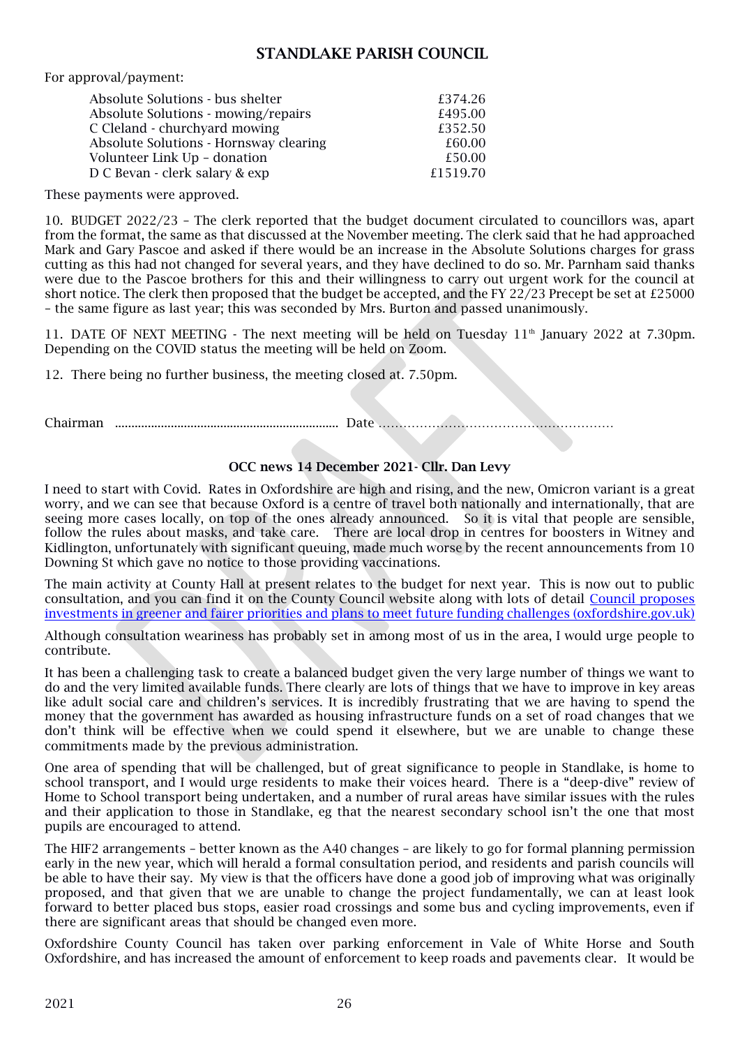## STANDLAKE PARISH COUNCIL

For approval/payment:

| | |
|---|---|
| Absolute Solutions - bus shelter | £374.26 |
| Absolute Solutions - mowing/repairs | £495.00 |
| C Cleland - churchyard mowing | £352.50 |
| Absolute Solutions - Hornsway clearing | £60.00 |
| Volunteer Link Up – donation | £50.00 |
| D C Bevan - clerk salary & exp | £1519.70 |

These payments were approved.

10. BUDGET 2022/23 – The clerk reported that the budget document circulated to councillors was, apart from the format, the same as that discussed at the November meeting. The clerk said that he had approached Mark and Gary Pascoe and asked if there would be an increase in the Absolute Solutions charges for grass cutting as this had not changed for several years, and they have declined to do so. Mr. Parnham said thanks were due to the Pascoe brothers for this and their willingness to carry out urgent work for the council at short notice. The clerk then proposed that the budget be accepted, and the FY 22/23 Precept be set at £25000 – the same figure as last year; this was seconded by Mrs. Burton and passed unanimously.

11. DATE OF NEXT MEETING - The next meeting will be held on Tuesday 11th January 2022 at 7.30pm. Depending on the COVID status the meeting will be held on Zoom.

12. There being no further business, the meeting closed at. 7.50pm.

Chairman .................................................................. Date ........................................................

### OCC news 14 December 2021- Cllr. Dan Levy

I need to start with Covid. Rates in Oxfordshire are high and rising, and the new, Omicron variant is a great worry, and we can see that because Oxford is a centre of travel both nationally and internationally, that are seeing more cases locally, on top of the ones already announced. So it is vital that people are sensible, follow the rules about masks, and take care. There are local drop in centres for boosters in Witney and Kidlington, unfortunately with significant queuing, made much worse by the recent announcements from 10 Downing St which gave no notice to those providing vaccinations.

The main activity at County Hall at present relates to the budget for next year. This is now out to public consultation, and you can find it on the County Council website along with lots of detail Council proposes investments in greener and fairer priorities and plans to meet future funding challenges (oxfordshire.gov.uk)

Although consultation weariness has probably set in among most of us in the area, I would urge people to contribute.

It has been a challenging task to create a balanced budget given the very large number of things we want to do and the very limited available funds. There clearly are lots of things that we have to improve in key areas like adult social care and children's services. It is incredibly frustrating that we are having to spend the money that the government has awarded as housing infrastructure funds on a set of road changes that we don't think will be effective when we could spend it elsewhere, but we are unable to change these commitments made by the previous administration.

One area of spending that will be challenged, but of great significance to people in Standlake, is home to school transport, and I would urge residents to make their voices heard. There is a "deep-dive" review of Home to School transport being undertaken, and a number of rural areas have similar issues with the rules and their application to those in Standlake, eg that the nearest secondary school isn't the one that most pupils are encouraged to attend.

The HIF2 arrangements – better known as the A40 changes – are likely to go for formal planning permission early in the new year, which will herald a formal consultation period, and residents and parish councils will be able to have their say. My view is that the officers have done a good job of improving what was originally proposed, and that given that we are unable to change the project fundamentally, we can at least look forward to better placed bus stops, easier road crossings and some bus and cycling improvements, even if there are significant areas that should be changed even more.

Oxfordshire County Council has taken over parking enforcement in Vale of White Horse and South Oxfordshire, and has increased the amount of enforcement to keep roads and pavements clear. It would be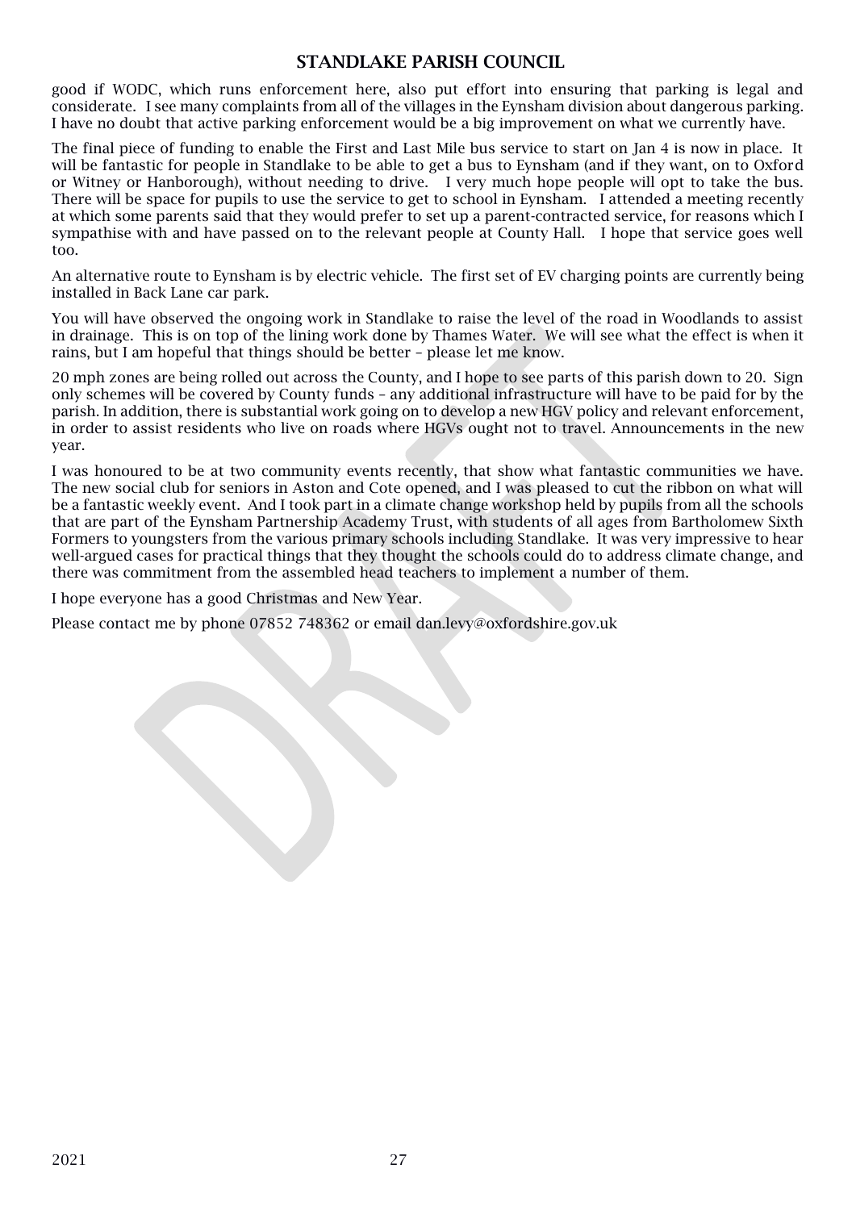good if WODC, which runs enforcement here, also put effort into ensuring that parking is legal and considerate. I see many complaints from all of the villages in the Eynsham division about dangerous parking. I have no doubt that active parking enforcement would be a big improvement on what we currently have.

The final piece of funding to enable the First and Last Mile bus service to start on Jan 4 is now in place. It will be fantastic for people in Standlake to be able to get a bus to Eynsham (and if they want, on to Oxford or Witney or Hanborough), without needing to drive. I very much hope people will opt to take the bus. There will be space for pupils to use the service to get to school in Eynsham. I attended a meeting recently at which some parents said that they would prefer to set up a parent-contracted service, for reasons which I sympathise with and have passed on to the relevant people at County Hall. I hope that service goes well too.

An alternative route to Eynsham is by electric vehicle. The first set of EV charging points are currently being installed in Back Lane car park.

You will have observed the ongoing work in Standlake to raise the level of the road in Woodlands to assist in drainage. This is on top of the lining work done by Thames Water. We will see what the effect is when it rains, but I am hopeful that things should be better – please let me know.

20 mph zones are being rolled out across the County, and I hope to see parts of this parish down to 20. Sign only schemes will be covered by County funds – any additional infrastructure will have to be paid for by the parish. In addition, there is substantial work going on to develop a new HGV policy and relevant enforcement, in order to assist residents who live on roads where HGVs ought not to travel. Announcements in the new year.

I was honoured to be at two community events recently, that show what fantastic communities we have. The new social club for seniors in Aston and Cote opened, and I was pleased to cut the ribbon on what will be a fantastic weekly event. And I took part in a climate change workshop held by pupils from all the schools that are part of the Eynsham Partnership Academy Trust, with students of all ages from Bartholomew Sixth Formers to youngsters from the various primary schools including Standlake. It was very impressive to hear well-argued cases for practical things that they thought the schools could do to address climate change, and there was commitment from the assembled head teachers to implement a number of them.

I hope everyone has a good Christmas and New Year.

Please contact me by phone 07852 748362 or email dan.levy@oxfordshire.gov.uk